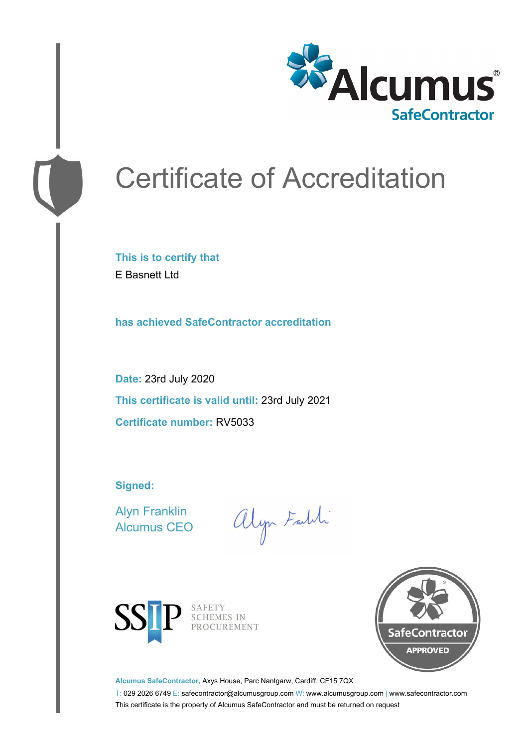Alcumus®
SafeContractor

# Certificate of Accreditation

**This is to certify that**

E Basnett Ltd

**has achieved SafeContractor accreditation**

**Date:** 23rd July 2020

**This certificate is valid until:** 23rd July 2021

**Certificate number:** RV5033

**Signed:**

Alyn Franklin
Alcumus CEO

SSIP SAFETY SCHEMES IN PROCUREMENT

SafeContractor APPROVED

**Alcumus SafeContractor,** Axys House, Parc Nantgarw, Cardiff, CF15 7QX

T: 029 2026 6749 E: safecontractor@alcumusgroup.com W: www.alcumusgroup.com | www.safecontractor.com

This certificate is the property of Alcumus SafeContractor and must be returned on request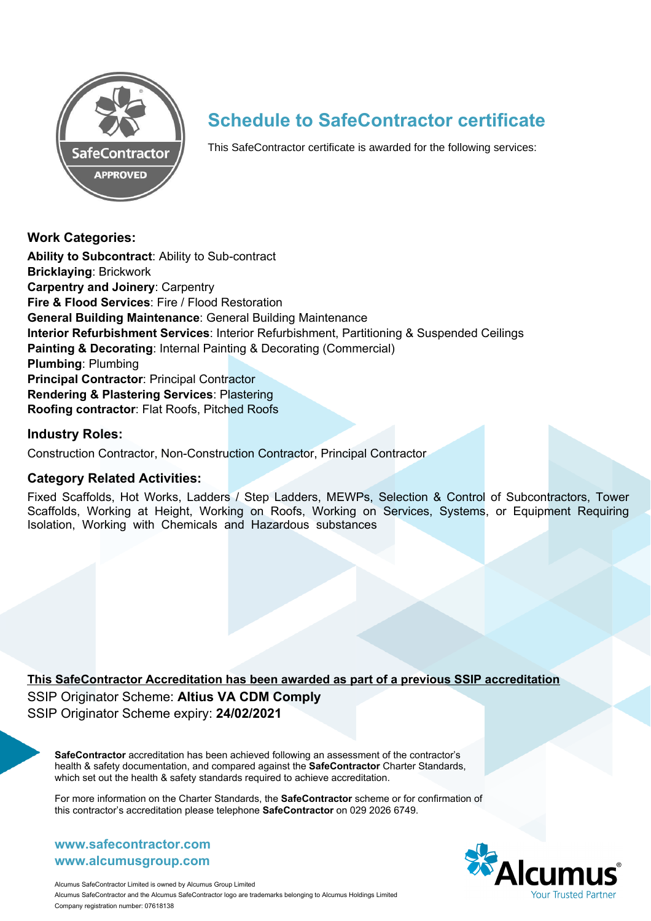# Schedule to SafeContractor certificate

This SafeContractor certificate is awarded for the following services:

## Work Categories:

**Ability to Subcontract**: Ability to Sub-contract
**Bricklaying**: Brickwork
**Carpentry and Joinery**: Carpentry
**Fire & Flood Services**: Fire / Flood Restoration
**General Building Maintenance**: General Building Maintenance
**Interior Refurbishment Services**: Interior Refurbishment, Partitioning & Suspended Ceilings
**Painting & Decorating**: Internal Painting & Decorating (Commercial)
**Plumbing**: Plumbing
**Principal Contractor**: Principal Contractor
**Rendering & Plastering Services**: Plastering
**Roofing contractor**: Flat Roofs, Pitched Roofs

## Industry Roles:

Construction Contractor, Non-Construction Contractor, Principal Contractor

## Category Related Activities:

Fixed Scaffolds, Hot Works, Ladders / Step Ladders, MEWPs, Selection & Control of Subcontractors, Tower Scaffolds, Working at Height, Working on Roofs, Working on Services, Systems, or Equipment Requiring Isolation, Working with Chemicals and Hazardous substances

**This SafeContractor Accreditation has been awarded as part of a previous SSIP accreditation**

SSIP Originator Scheme: **Altius VA CDM Comply**
SSIP Originator Scheme expiry: **24/02/2021**

**SafeContractor** accreditation has been achieved following an assessment of the contractor's health & safety documentation, and compared against the **SafeContractor** Charter Standards, which set out the health & safety standards required to achieve accreditation.

For more information on the Charter Standards, the **SafeContractor** scheme or for confirmation of this contractor's accreditation please telephone **SafeContractor** on 029 2026 6749.

**www.safecontractor.com**
**www.alcumusgroup.com**

Alcumus SafeContractor Limited is owned by Alcumus Group Limited
Alcumus SafeContractor and the Alcumus SafeContractor logo are trademarks belonging to Alcumus Holdings Limited
Company registration number: 07618138